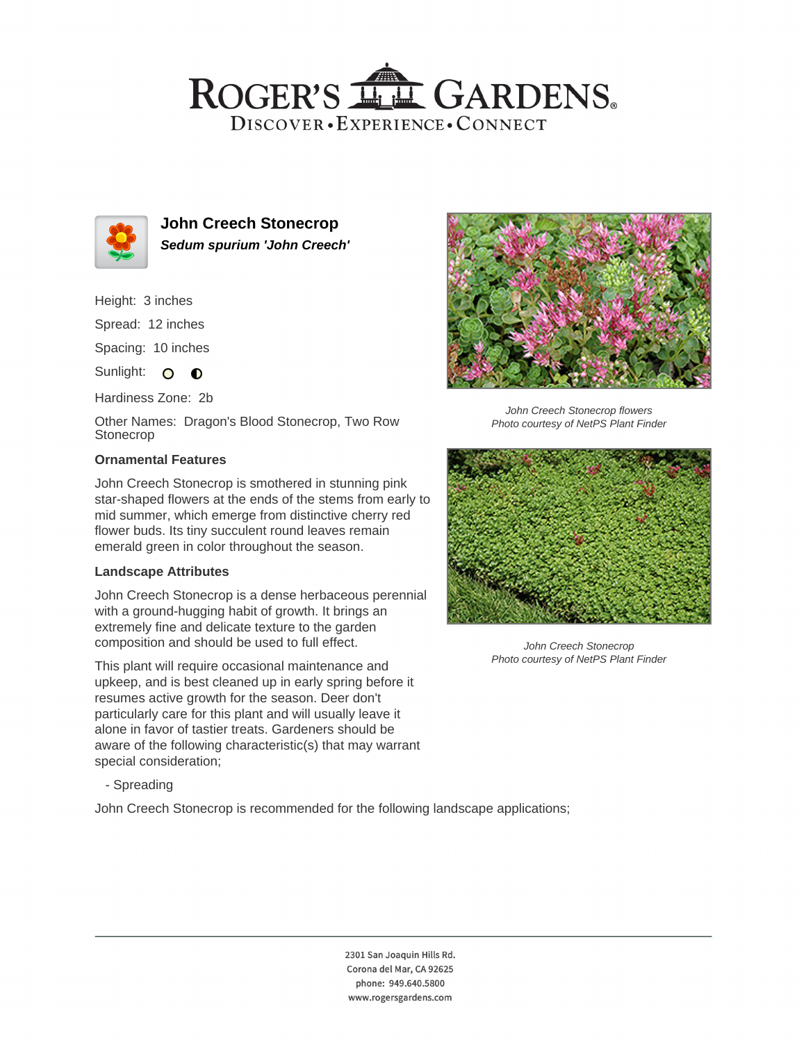# John Creech Stonecrop

***Sedum spurium 'John Creech'***

Height: 3 inches

Spread: 12 inches

Spacing: 10 inches

Sunlight:

Hardiness Zone: 2b

Other Names: Dragon's Blood Stonecrop, Two Row Stonecrop

*John Creech Stonecrop flowers*
*Photo courtesy of NetPS Plant Finder*

*John Creech Stonecrop*
*Photo courtesy of NetPS Plant Finder*

### Ornamental Features

John Creech Stonecrop is smothered in stunning pink star-shaped flowers at the ends of the stems from early to mid summer, which emerge from distinctive cherry red flower buds. Its tiny succulent round leaves remain emerald green in color throughout the season.

### Landscape Attributes

John Creech Stonecrop is a dense herbaceous perennial with a ground-hugging habit of growth. It brings an extremely fine and delicate texture to the garden composition and should be used to full effect.

This plant will require occasional maintenance and upkeep, and is best cleaned up in early spring before it resumes active growth for the season. Deer don't particularly care for this plant and will usually leave it alone in favor of tastier treats. Gardeners should be aware of the following characteristic(s) that may warrant special consideration;

- Spreading

John Creech Stonecrop is recommended for the following landscape applications;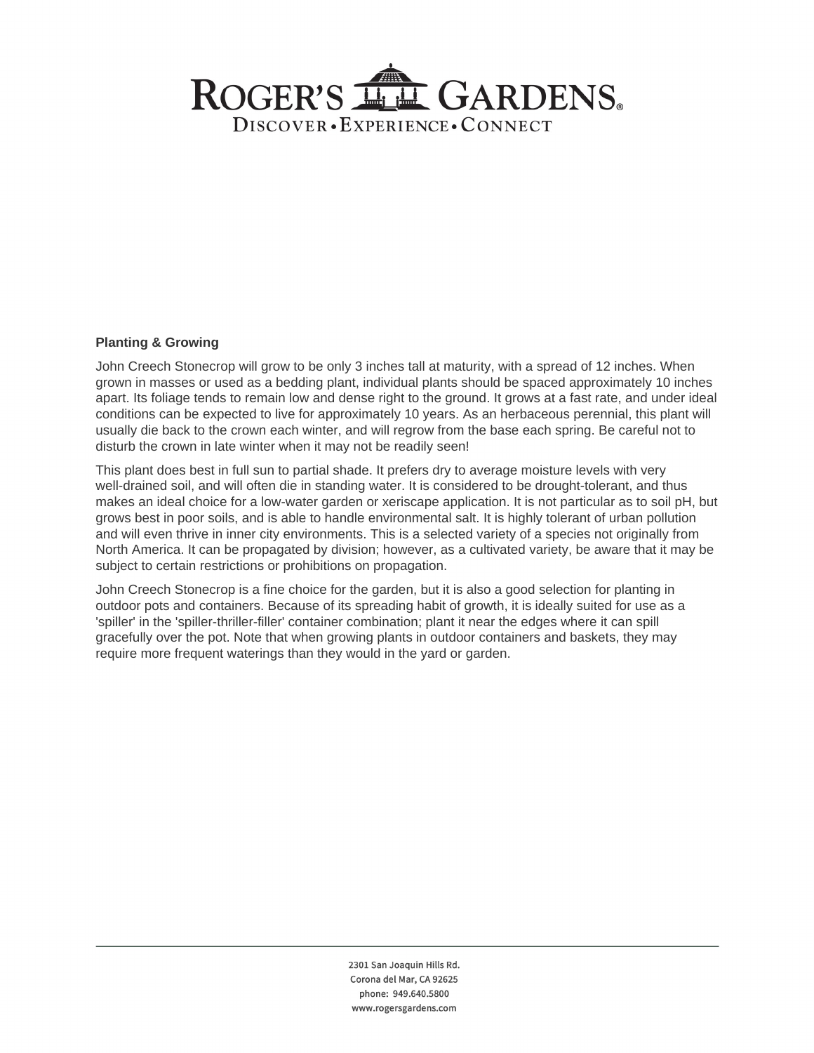### Planting & Growing

John Creech Stonecrop will grow to be only 3 inches tall at maturity, with a spread of 12 inches. When grown in masses or used as a bedding plant, individual plants should be spaced approximately 10 inches apart. Its foliage tends to remain low and dense right to the ground. It grows at a fast rate, and under ideal conditions can be expected to live for approximately 10 years. As an herbaceous perennial, this plant will usually die back to the crown each winter, and will regrow from the base each spring. Be careful not to disturb the crown in late winter when it may not be readily seen!

This plant does best in full sun to partial shade. It prefers dry to average moisture levels with very well-drained soil, and will often die in standing water. It is considered to be drought-tolerant, and thus makes an ideal choice for a low-water garden or xeriscape application. It is not particular as to soil pH, but grows best in poor soils, and is able to handle environmental salt. It is highly tolerant of urban pollution and will even thrive in inner city environments. This is a selected variety of a species not originally from North America. It can be propagated by division; however, as a cultivated variety, be aware that it may be subject to certain restrictions or prohibitions on propagation.

John Creech Stonecrop is a fine choice for the garden, but it is also a good selection for planting in outdoor pots and containers. Because of its spreading habit of growth, it is ideally suited for use as a 'spiller' in the 'spiller-thriller-filler' container combination; plant it near the edges where it can spill gracefully over the pot. Note that when growing plants in outdoor containers and baskets, they may require more frequent waterings than they would in the yard or garden.